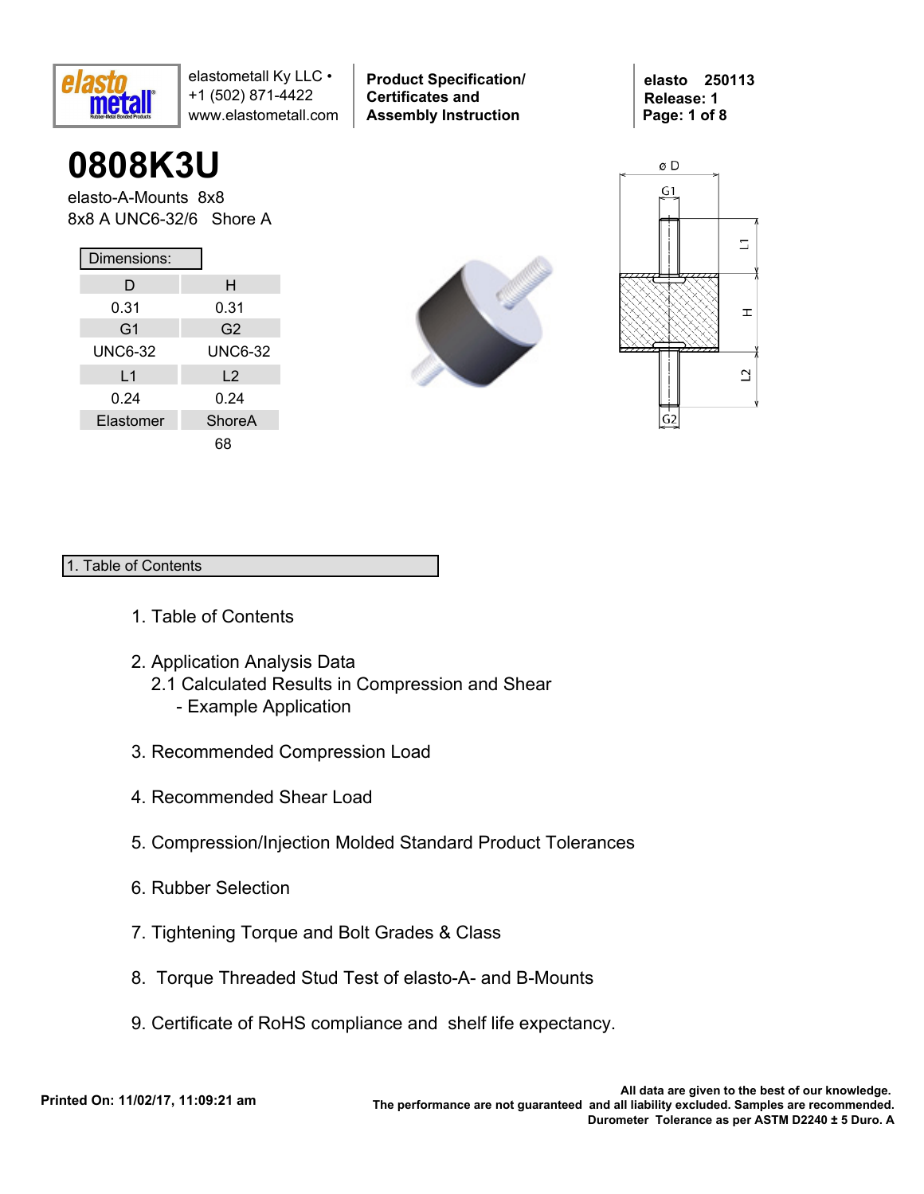elastomettall Ky LLC •
+1 (502) 871-4422
www.elastometall.com

**Product Specification/ Certificates and Assembly Instruction**

**elasto 250113**
**Release: 1**

# 0808K3U

elasto-A-Mounts 8x8
8x8 A UNC6-32/6 Shore A

| Dimensions: | |
|---|---|
| D | H |
| 0.31 | 0.31 |
| G1 | G2 |
| UNC6-32 | UNC6-32 |
| L1 | L2 |
| 0.24 | 0.24 |
| Elastomer | ShoreA |
| | 68 |

## 1. Table of Contents

1. Table of Contents

2. Application Analysis Data
   2.1 Calculated Results in Compression and Shear
      - Example Application

3. Recommended Compression Load

4. Recommended Shear Load

5. Compression/Injection Molded Standard Product Tolerances

6. Rubber Selection

7. Tightening Torque and Bolt Grades & Class

8. Torque Threaded Stud Test of elasto-A- and B-Mounts

9. Certificate of RoHS compliance and shelf life expectancy.

**Printed On: 11/02/17, 11:09:21 am**

**All data are given to the best of our knowledge.**
**The performance are not guaranteed and all liability excluded. Samples are recommended.**
**Durometer Tolerance as per ASTM D2240 ± 5 Duro. A**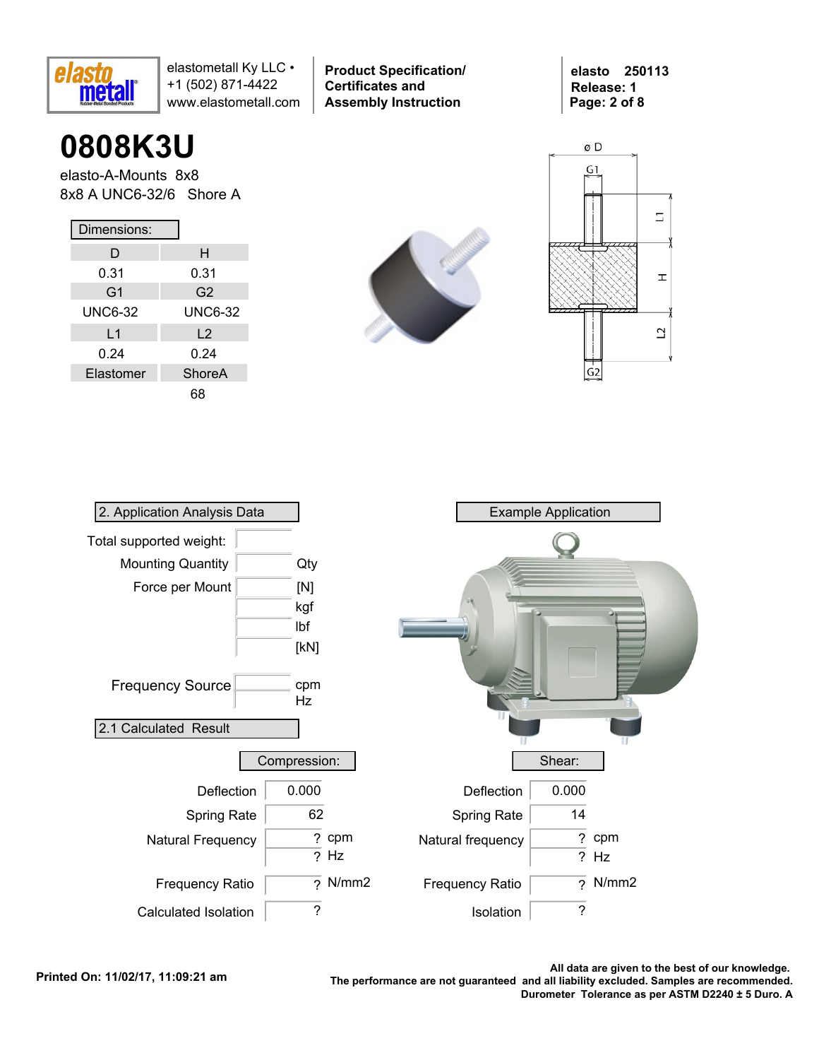# 0808K3U

elasto-A-Mounts 8x8

8x8 A UNC6-32/6 Shore A

**Dimensions:**

| D | H |
|---|---|
| 0.31 | 0.31 |
| **G1** | **G2** |
| UNC6-32 | UNC6-32 |
| **L1** | **L2** |
| 0.24 | 0.24 |
| **Elastomer** | **ShoreA** |
| | 68 |

## 2. Application Analysis Data

| | | |
|---|---|---|
| Total supported weight: | | |
| Mounting Quantity | | Qty |
| Force per Mount | | [N] |
| | | kgf |
| | | lbf |
| | | [kN] |
| Frequency Source | | cpm |
| | | Hz |

## Example Application

## 2.1 Calculated Result

**Compression:**

| | | |
|---|---|---|
| Deflection | 0.000 | |
| Spring Rate | 62 | |
| Natural Frequency | ? | cpm |
| | ? | Hz |
| Frequency Ratio | ? | N/mm2 |
| Calculated Isolation | ? | |

**Shear:**

| | | |
|---|---|---|
| Deflection | 0.000 | |
| Spring Rate | 14 | |
| Natural frequency | ? | cpm |
| | ? | Hz |
| Frequency Ratio | ? | N/mm2 |
| Isolation | ? | |

**Printed On: 11/02/17, 11:09:21 am**

**All data are given to the best of our knowledge. The performance are not guaranteed and all liability excluded. Samples are recommended. Durometer Tolerance as per ASTM D2240 ± 5 Duro. A**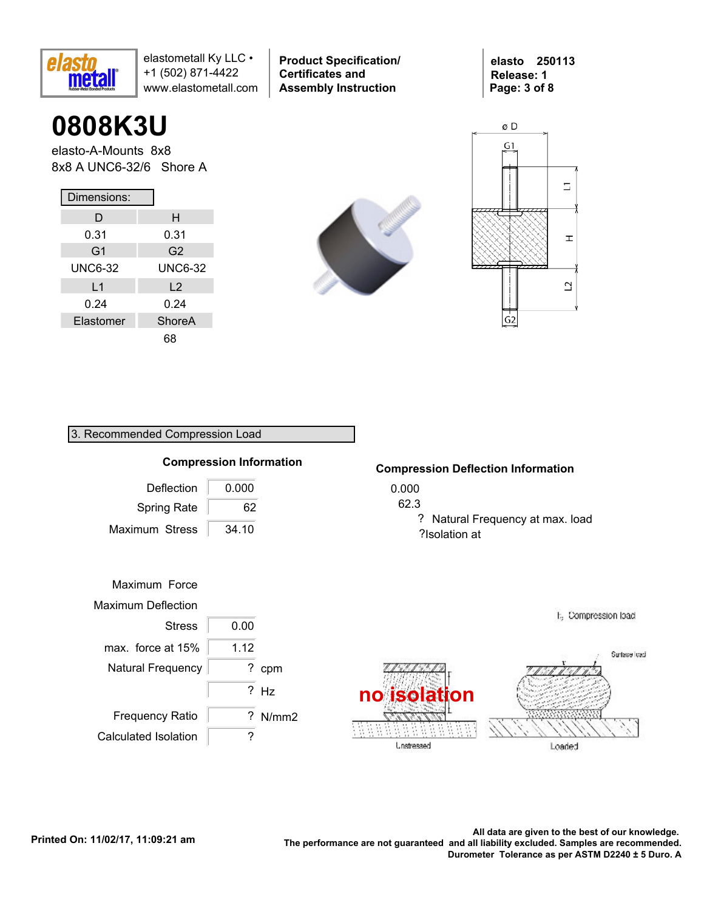# 0808K3U

elasto-A-Mounts 8x8

8x8 A UNC6-32/6 Shore A

**Dimensions:**

| D | H |
|---|---|
| 0.31 | 0.31 |
| **G1** | **G2** |
| UNC6-32 | UNC6-32 |
| **L1** | **L2** |
| 0.24 | 0.24 |
| **Elastomer** | **ShoreA** |
| | 68 |

## 3. Recommended Compression Load

### Compression Information

| | | |
|---|---|---|
| Deflection | 0.000 | |
| Spring Rate | 62 | |
| Maximum Stress | 34.10 | |
| Maximum Force | | |
| Maximum Deflection | | |
| Stress | 0.00 | |
| max. force at 15% | 1.12 | |
| Natural Frequency | ? | cpm |
| | ? | Hz |
| Frequency Ratio | ? | N/mm2 |
| Calculated Isolation | ? | |

### Compression Deflection Information

0.000

62.3

? Natural Frequency at max. load

?Isolation at

no isolation

Unstressed — Loaded

All data are given to the best of our knowledge.
The performance are not guaranteed and all liability excluded. Samples are recommended.
Durometer Tolerance as per ASTM D2240 ± 5 Duro. A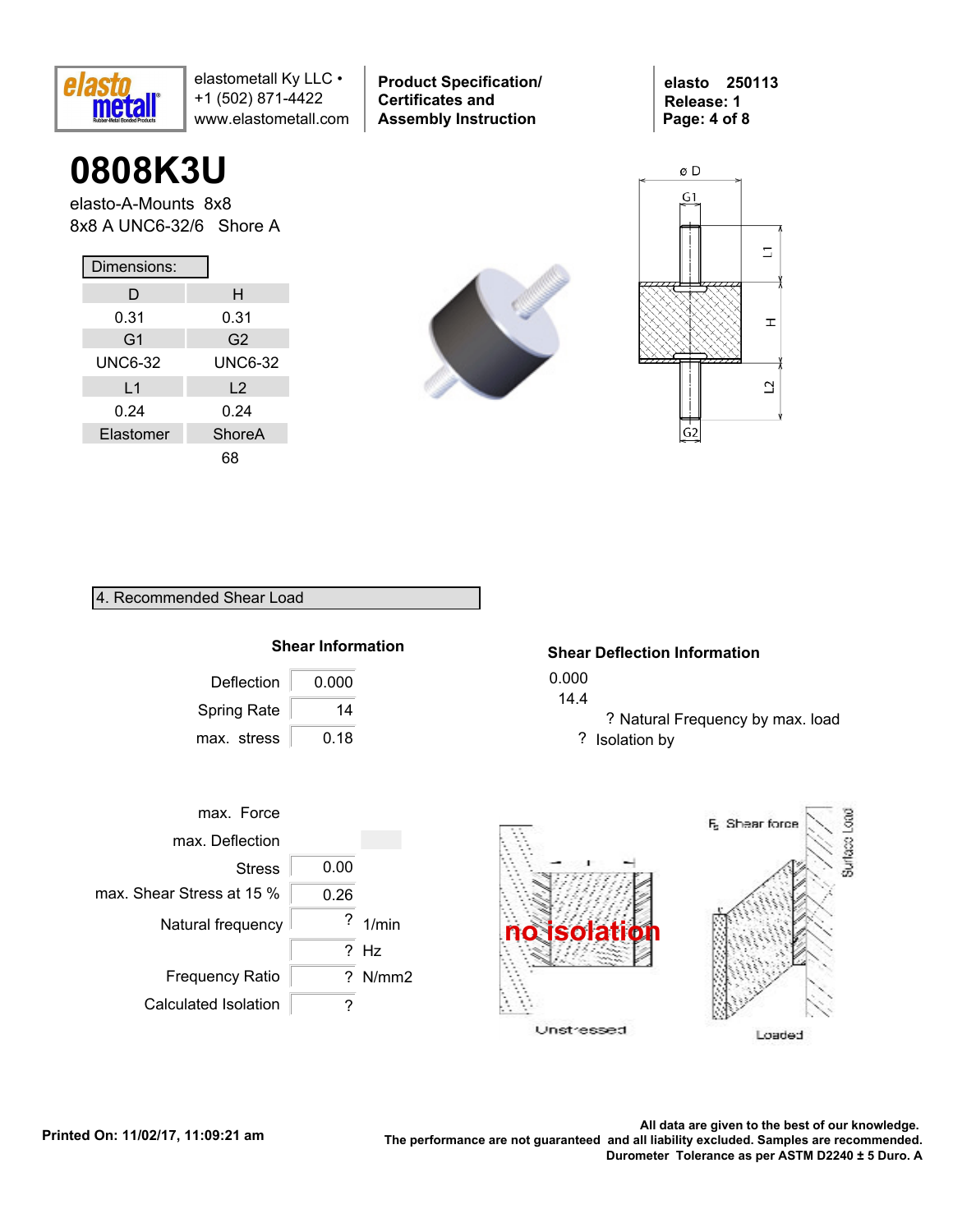# 0808K3U

elasto-A-Mounts 8x8

8x8 A UNC6-32/6 Shore A

| Dimensions: | |
|---|---|
| D | H |
| 0.31 | 0.31 |
| G1 | G2 |
| UNC6-32 | UNC6-32 |
| L1 | L2 |
| 0.24 | 0.24 |
| Elastomer | ShoreA |
| | 68 |

## 4. Recommended Shear Load

### Shear Information

| | |
|---|---|
| Deflection | 0.000 |
| Spring Rate | 14 |
| max. stress | 0.18 |

### Shear Deflection Information

0.000

14.4

? Natural Frequency by max. load

? Isolation by

| | | |
|---|---|---|
| max. Force | | |
| max. Deflection | | |
| Stress | 0.00 | |
| max. Shear Stress at 15 % | 0.26 | |
| Natural frequency | ? | 1/min |
| | ? | Hz |
| Frequency Ratio | ? | N/mm2 |
| Calculated Isolation | ? | |

no isolation

Unstressed

Loaded

$F_s$ Shear force

Surface Load

Printed On: 11/02/17, 11:09:21 am

All data are given to the best of our knowledge.
The performance are not guaranteed and all liability excluded. Samples are recommended.
Durometer Tolerance as per ASTM D2240 ± 5 Duro. A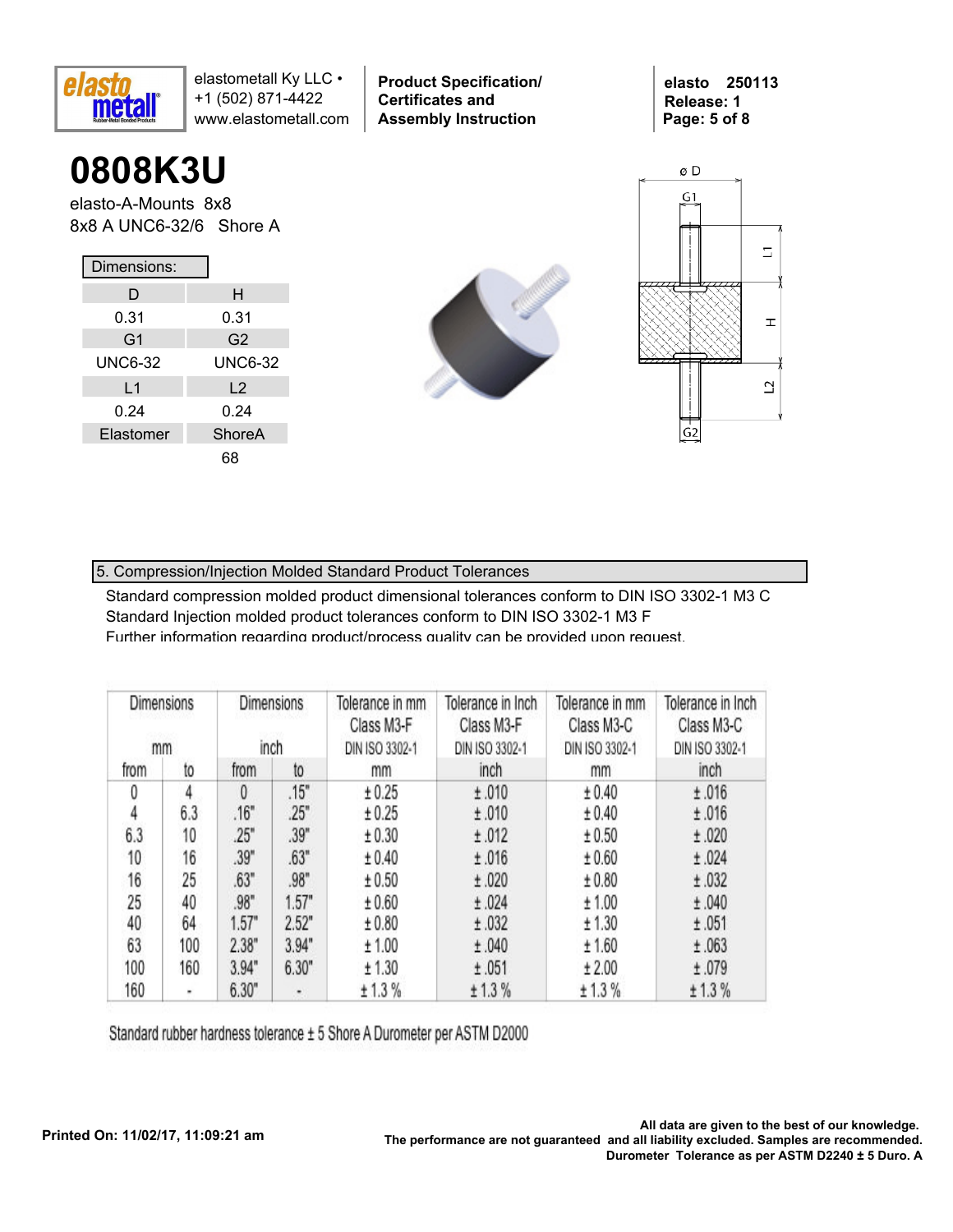# 0808K3U

elasto-A-Mounts 8x8
8x8 A UNC6-32/6 Shore A

Dimensions:

| D | H |
|---|---|
| 0.31 | 0.31 |
| G1 | G2 |
| UNC6-32 | UNC6-32 |
| L1 | L2 |
| 0.24 | 0.24 |
| Elastomer | ShoreA |
| | 68 |

## 5. Compression/Injection Molded Standard Product Tolerances

Standard compression molded product dimensional tolerances conform to DIN ISO 3302-1 M3 C
Standard Injection molded product tolerances conform to DIN ISO 3302-1 M3 F
Further information regarding product/process quality can be provided upon request.

| Dimensions mm | | Dimensions inch | | Tolerance in mm Class M3-F DIN ISO 3302-1 | Tolerance in Inch Class M3-F DIN ISO 3302-1 | Tolerance in mm Class M3-C DIN ISO 3302-1 | Tolerance in Inch Class M3-C DIN ISO 3302-1 |
|---|---|---|---|---|---|---|---|
| from | to | from | to | mm | inch | mm | inch |
| 0 | 4 | 0 | .15" | ±0.25 | ±.010 | ±0.40 | ±.016 |
| 4 | 6.3 | .16" | .25" | ±0.25 | ±.010 | ±0.40 | ±.016 |
| 6.3 | 10 | .25" | .39" | ±0.30 | ±.012 | ±0.50 | ±.020 |
| 10 | 16 | .39" | .63" | ±0.40 | ±.016 | ±0.60 | ±.024 |
| 16 | 25 | .63" | .98" | ±0.50 | ±.020 | ±0.80 | ±.032 |
| 25 | 40 | .98" | 1.57" | ±0.60 | ±.024 | ±1.00 | ±.040 |
| 40 | 64 | 1.57" | 2.52" | ±0.80 | ±.032 | ±1.30 | ±.051 |
| 63 | 100 | 2.38" | 3.94" | ±1.00 | ±.040 | ±1.60 | ±.063 |
| 100 | 160 | 3.94" | 6.30" | ±1.30 | ±.051 | ±2.00 | ±.079 |
| 160 | - | 6.30" | - | ±1.3 % | ±1.3 % | ±1.3 % | ±1.3 % |

Standard rubber hardness tolerance ± 5 Shore A Durometer per ASTM D2000

Printed On: 11/02/17, 11:09:21 am

All data are given to the best of our knowledge.
The performance are not guaranteed and all liability excluded. Samples are recommended.
Durometer Tolerance as per ASTM D2240 ± 5 Duro. A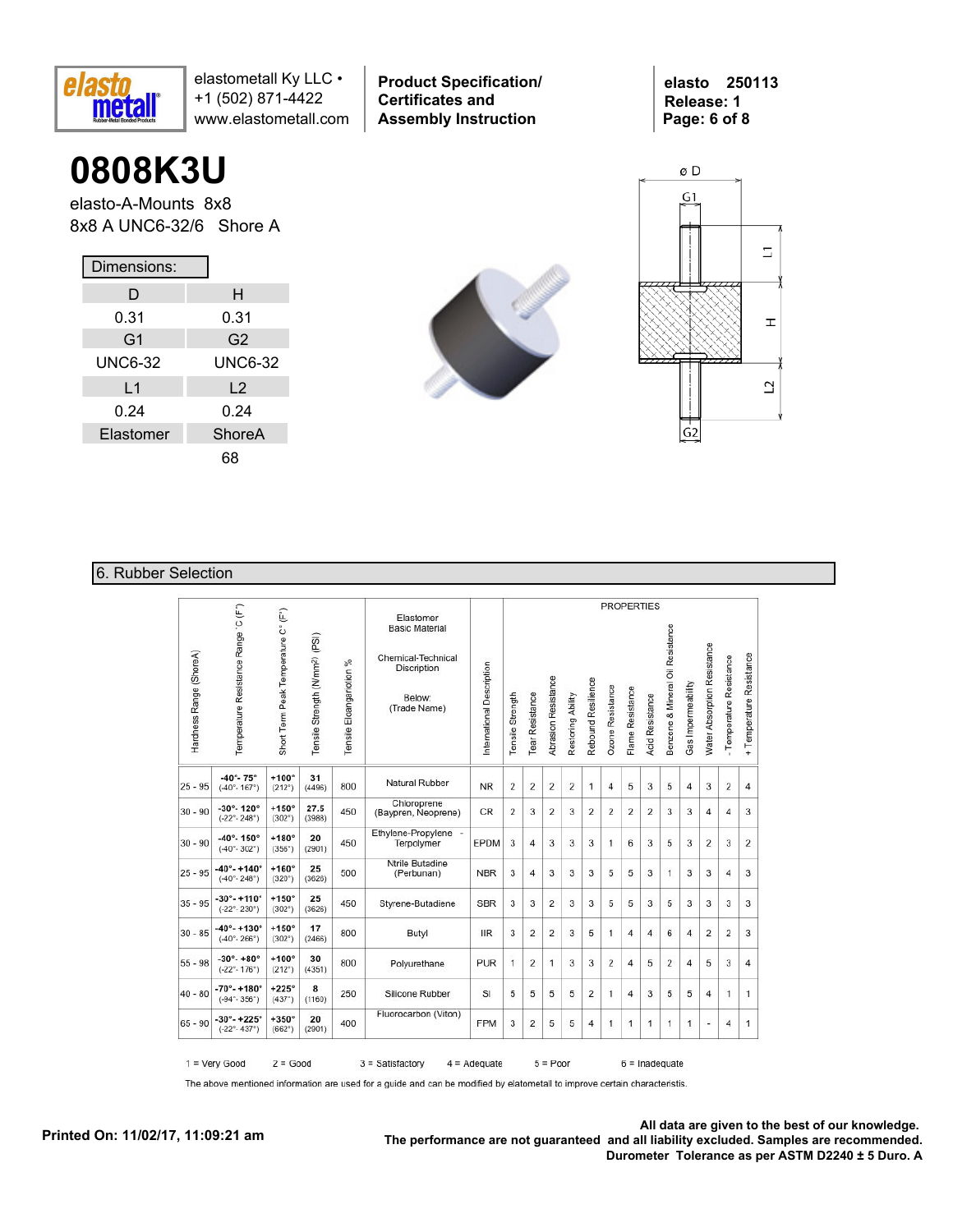# 0808K3U

elasto-A-Mounts 8x8

8x8 A UNC6-32/6 Shore A

| Dimensions: | |
|---|---|
| D | H |
| 0.31 | 0.31 |
| G1 | G2 |
| UNC6-32 | UNC6-32 |
| L1 | L2 |
| 0.24 | 0.24 |
| Elastomer | ShoreA |
| | 68 |

## 6. Rubber Selection

| Hardness Range (ShoreA) | Temperature Resistance Range °C (F°) | Short Term Peak Temperature C° (F°) | Tensile Strength (N/mm²) (PSI) | Tensile Elongation % | Elastomer Basic Material / Chemical-Technical Discription / Below: (Trade Name) | International Description | Tensile Strength | Tear Resistance | Abrasion Resistance | Restoring Ability | Rebound Resilience | Ozone Resistance | Flame Resistance | Acid Resistance | Benzene & Mineral Oil Resistance | Gas Impermeabilty | Water Absorption Resistance | - Temperature Resistance | + Temperature Resistance |
|---|---|---|---|---|---|---|---|---|---|---|---|---|---|---|---|---|---|---|---|
| 25 - 95 | -40°- 75° (-40°- 167°) | +100° (212°) | 31 (4496) | 800 | Natural Rubber | NR | 2 | 2 | 2 | 2 | 1 | 4 | 5 | 3 | 5 | 4 | 3 | 2 | 4 |
| 30 - 90 | -30°- 120° (-22°- 248°) | +150° (302°) | 27.5 (3988) | 450 | Chloroprene (Baypren, Neoprene) | CR | 2 | 3 | 2 | 3 | 2 | 2 | 2 | 2 | 3 | 3 | 4 | 4 | 3 |
| 30 - 90 | -40°- 150° (-40°- 302°) | +180° (356°) | 20 (2901) | 450 | Ethylene-Propylene - Terpolymer | EPDM | 3 | 4 | 3 | 3 | 3 | 1 | 6 | 3 | 5 | 3 | 2 | 3 | 2 |
| 25 - 95 | -40°- +140° (-40°- 248°) | +160° (320°) | 25 (3626) | 500 | Ntrile Butadine (Perbunan) | NBR | 3 | 4 | 3 | 3 | 3 | 5 | 5 | 3 | 1 | 3 | 3 | 4 | 3 |
| 35 - 95 | -30°- +110° (-22°- 230°) | +150° (302°) | 25 (3626) | 450 | Styrene-Butadiene | SBR | 3 | 3 | 2 | 3 | 3 | 5 | 5 | 3 | 5 | 3 | 3 | 3 | 3 |
| 30 - 85 | -40°- +130° (-40°- 266°) | +150° (302°) | 17 (2466) | 800 | Butyl | IIR | 3 | 2 | 2 | 3 | 5 | 1 | 4 | 4 | 6 | 4 | 2 | 2 | 3 |
| 55 - 98 | -30°- +80° (-22°- 176°) | +100° (212°) | 30 (4351) | 800 | Polyurethane | PUR | 1 | 2 | 1 | 3 | 3 | 2 | 4 | 5 | 2 | 4 | 5 | 3 | 4 |
| 40 - 80 | -70°- +180° (-94°- 356°) | +225° (437°) | 8 (1160) | 250 | Silicone Rubber | SI | 5 | 5 | 5 | 5 | 2 | 1 | 4 | 3 | 5 | 5 | 4 | 1 | 1 |
| 65 - 90 | -30°- +225° (-22°- 437°) | +350° (662°) | 20 (2901) | 400 | Fluorocarbon (Viton) | FPM | 3 | 2 | 5 | 5 | 4 | 1 | 1 | 1 | 1 | 1 | - | 4 | 1 |

1 = Very Good 2 = Good 3 = Satisfactory 4 = Adequate 5 = Poor 6 = Inadequate

The above mentioned information are used for a guide and can be modified by elatometall to improve certain characteristis.

Printed On: 11/02/17, 11:09:21 am

**All data are given to the best of our knowledge. The performance are not guaranteed and all liability excluded. Samples are recommended. Durometer Tolerance as per ASTM D2240 ± 5 Duro. A**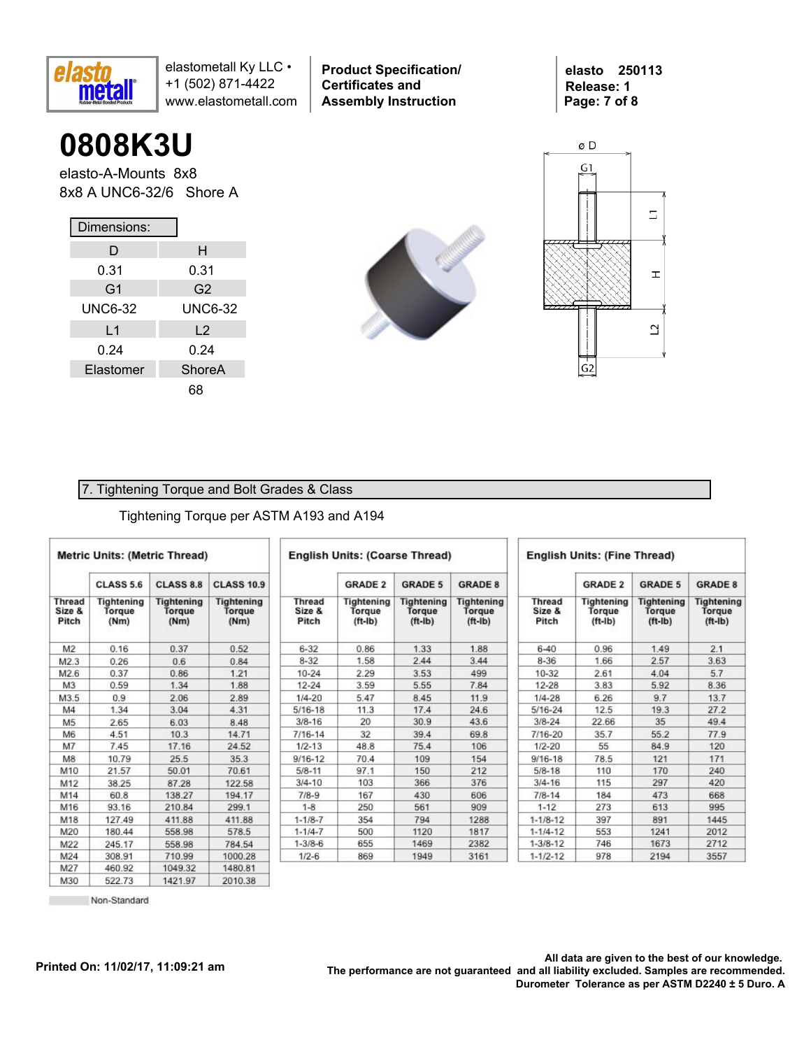# 0808K3U

elasto-A-Mounts 8x8

8x8 A UNC6-32/6 Shore A

| Dimensions: | |
|---|---|
| D | H |
| 0.31 | 0.31 |
| G1 | G2 |
| UNC6-32 | UNC6-32 |
| L1 | L2 |
| 0.24 | 0.24 |
| Elastomer | ShoreA |
| | 68 |

## 7. Tightening Torque and Bolt Grades & Class

Tightening Torque per ASTM A193 and A194

**Metric Units: (Metric Thread)**

| | CLASS 5.6 | CLASS 8.8 | CLASS 10.9 |
|---|---|---|---|
| Thread Size & Pitch | Tightening Torque (Nm) | Tightening Torque (Nm) | Tightening Torque (Nm) |
| M2 | 0.16 | 0.37 | 0.52 |
| M2.3 | 0.26 | 0.6 | 0.84 |
| M2.6 | 0.37 | 0.86 | 1.21 |
| M3 | 0.59 | 1.34 | 1.88 |
| M3.5 | 0.9 | 2.06 | 2.89 |
| M4 | 1.34 | 3.04 | 4.31 |
| M5 | 2.65 | 6.03 | 8.48 |
| M6 | 4.51 | 10.3 | 14.71 |
| M7 | 7.45 | 17.16 | 24.52 |
| M8 | 10.79 | 25.5 | 35.3 |
| M10 | 21.57 | 50.01 | 70.61 |
| M12 | 38.25 | 87.28 | 122.58 |
| M14 | 60.8 | 138.27 | 194.17 |
| M16 | 93.16 | 210.84 | 299.1 |
| M18 | 127.49 | 411.88 | 411.88 |
| M20 | 180.44 | 558.98 | 578.5 |
| M22 | 245.17 | 558.98 | 784.54 |
| M24 | 308.91 | 710.99 | 1000.28 |
| M27 | 460.92 | 1049.32 | 1480.81 |
| M30 | 522.73 | 1421.97 | 2010.38 |

**English Units: (Coarse Thread)**

| | GRADE 2 | GRADE 5 | GRADE 8 |
|---|---|---|---|
| Thread Size & Pitch | Tightening Torque (ft-lb) | Tightening Torque (ft-lb) | Tightening Torque (ft-lb) |
| 6-32 | 0.86 | 1.33 | 1.88 |
| 8-32 | 1.58 | 2.44 | 3.44 |
| 10-24 | 2.29 | 3.53 | 499 |
| 12-24 | 3.59 | 5.55 | 7.84 |
| 1/4-20 | 5.47 | 8.45 | 11.9 |
| 5/16-18 | 11.3 | 17.4 | 24.6 |
| 3/8-16 | 20 | 30.9 | 43.6 |
| 7/16-14 | 32 | 39.4 | 69.8 |
| 1/2-13 | 48.8 | 75.4 | 106 |
| 9/16-12 | 70.4 | 109 | 154 |
| 5/8-11 | 97.1 | 150 | 212 |
| 3/4-10 | 103 | 366 | 376 |
| 7/8-9 | 167 | 430 | 606 |
| 1-8 | 250 | 561 | 909 |
| 1-1/8-7 | 354 | 794 | 1288 |
| 1-1/4-7 | 500 | 1120 | 1817 |
| 1-3/8-6 | 655 | 1469 | 2382 |
| 1/2-6 | 869 | 1949 | 3161 |

**English Units: (Fine Thread)**

| | GRADE 2 | GRADE 5 | GRADE 8 |
|---|---|---|---|
| Thread Size & Pitch | Tightening Torque (ft-lb) | Tightening Torque (ft-lb) | Tightening Torque (ft-lb) |
| 6-40 | 0.96 | 1.49 | 2.1 |
| 8-36 | 1.66 | 2.57 | 3.63 |
| 10-32 | 2.61 | 4.04 | 5.7 |
| 12-28 | 3.83 | 5.92 | 8.36 |
| 1/4-28 | 6.26 | 9.7 | 13.7 |
| 5/16-24 | 12.5 | 19.3 | 27.2 |
| 3/8-24 | 22.66 | 35 | 49.4 |
| 7/16-20 | 35.7 | 55.2 | 77.9 |
| 1/2-20 | 55 | 84.9 | 120 |
| 9/16-18 | 78.5 | 121 | 171 |
| 5/8-18 | 110 | 170 | 240 |
| 3/4-16 | 115 | 297 | 420 |
| 7/8-14 | 184 | 473 | 668 |
| 1-12 | 273 | 613 | 995 |
| 1-1/8-12 | 397 | 891 | 1445 |
| 1-1/4-12 | 553 | 1241 | 2012 |
| 1-3/8-12 | 746 | 1673 | 2712 |
| 1-1/2-12 | 978 | 2194 | 3557 |

Non-Standard

Printed On: 11/02/17, 11:09:21 am

All data are given to the best of our knowledge.
The performance are not guaranteed and all liability excluded. Samples are recommended.
Durometer Tolerance as per ASTM D2240 ± 5 Duro. A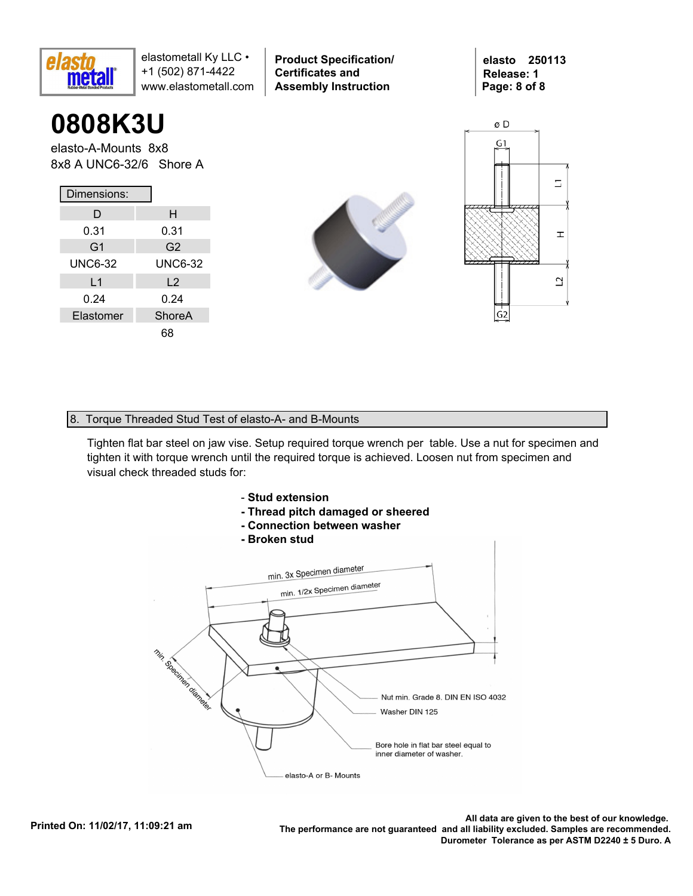# 0808K3U

elasto-A-Mounts 8x8
8x8 A UNC6-32/6 Shore A

Dimensions:

| D | H |
|---|---|
| 0.31 | 0.31 |
| G1 | G2 |
| UNC6-32 | UNC6-32 |
| L1 | L2 |
| 0.24 | 0.24 |
| Elastomer | ShoreA |
| | 68 |

## 8. Torque Threaded Stud Test of elasto-A- and B-Mounts

Tighten flat bar steel on jaw vise. Setup required torque wrench per table. Use a nut for specimen and tighten it with torque wrench until the required torque is achieved. Loosen nut from specimen and visual check threaded studs for:

- **Stud extension**
- **Thread pitch damaged or sheered**
- **Connection between washer**
- **Broken stud**

All data are given to the best of our knowledge.
The performance are not guaranteed and all liability excluded. Samples are recommended.
Durometer Tolerance as per ASTM D2240 ± 5 Duro. A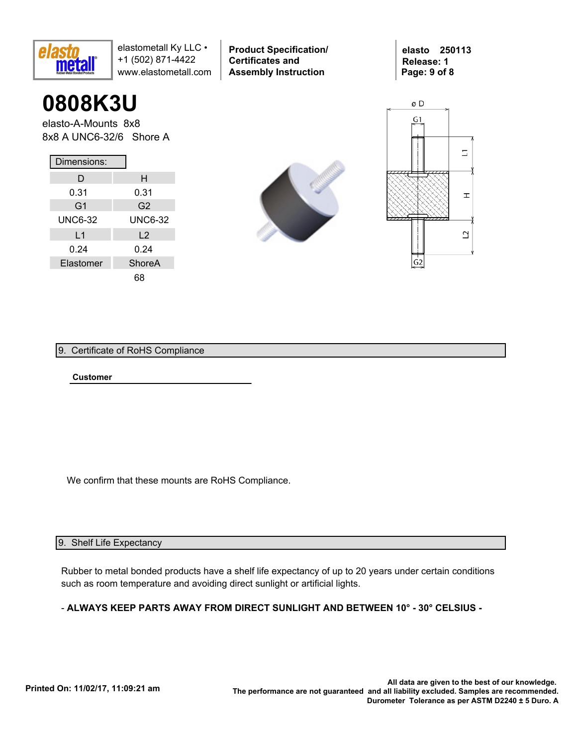# 0808K3U

elasto-A-Mounts 8x8
8x8 A UNC6-32/6 Shore A

Dimensions:

| | |
|---|---|
| D | H |
| 0.31 | 0.31 |
| G1 | G2 |
| UNC6-32 | UNC6-32 |
| L1 | L2 |
| 0.24 | 0.24 |
| Elastomer | ShoreA |
| | 68 |

ø D
G1
L1
H
L2
G2

## 9. Certificate of RoHS Compliance

**Customer**

We confirm that these mounts are RoHS Compliance.

## 9. Shelf Life Expectancy

Rubber to metal bonded products have a shelf life expectancy of up to 20 years under certain conditions such as room temperature and avoiding direct sunlight or artificial lights.

- **ALWAYS KEEP PARTS AWAY FROM DIRECT SUNLIGHT AND BETWEEN 10° - 30° CELSIUS -**

**Printed On: 11/02/17, 11:09:21 am**

**All data are given to the best of our knowledge.
The performance are not guaranteed and all liability excluded. Samples are recommended.
Durometer Tolerance as per ASTM D2240 ± 5 Duro. A**